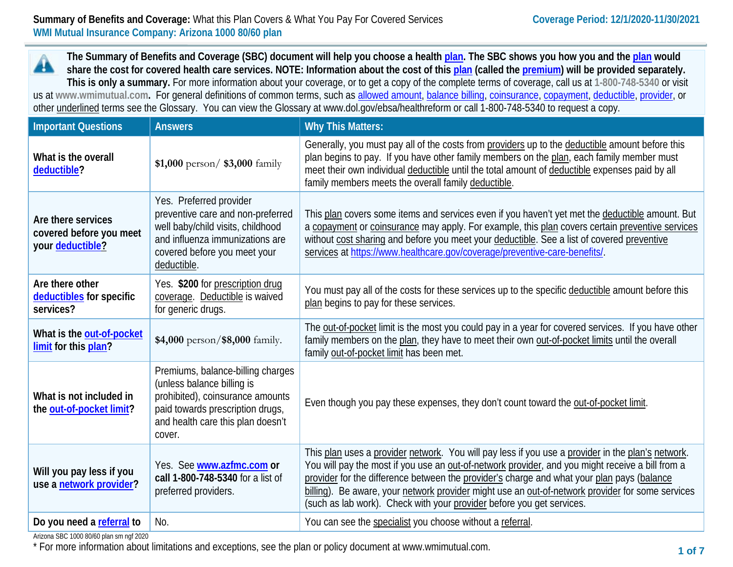**Summary of Benefits and Coverage:** What this Plan Covers & What You Pay For Covered Services

**Coverage Period: 12/1/2020-11/30/2021**

**WMI Mutual Insurance Company: Arizona 1000 80/60 plan**

**The Summary of Benefits and Coverage (SBC) document will help you choose a health plan. The SBC shows you how you and the plan would share the cost for covered health care services. NOTE: Information about the cost of this plan (called the premium) will be provided separately. This is only a summary.** For more information about your coverage, or to get a copy of the complete terms of coverage, call us at 1-800-748-5340 or visit us at www.wmimutual.com. For general definitions of common terms, such as allowed amount, balance billing, coinsurance, copayment, deductible, provider, or other underlined terms see the Glossary. You can view the Glossary at www.dol.gov/ebsa/healthreform or call 1-800-748-5340 to request a copy.

| Important Questions | Answers | Why This Matters: |
|---|---|---|
| **What is the overall deductible?** | **$1,000** person/ **$3,000** family | Generally, you must pay all of the costs from providers up to the deductible amount before this plan begins to pay. If you have other family members on the plan, each family member must meet their own individual deductible until the total amount of deductible expenses paid by all family members meets the overall family deductible. |
| **Are there services covered before you meet your deductible?** | Yes. Preferred provider preventive care and non-preferred well baby/child visits, childhood and influenza immunizations are covered before you meet your deductible. | This plan covers some items and services even if you haven't yet met the deductible amount. But a copayment or coinsurance may apply. For example, this plan covers certain preventive services without cost sharing and before you meet your deductible. See a list of covered preventive services at https://www.healthcare.gov/coverage/preventive-care-benefits/. |
| **Are there other deductibles for specific services?** | Yes. **$200** for prescription drug coverage. Deductible is waived for generic drugs. | You must pay all of the costs for these services up to the specific deductible amount before this plan begins to pay for these services. |
| **What is the out-of-pocket limit for this plan?** | **$4,000** person/**$8,000** family. | The out-of-pocket limit is the most you could pay in a year for covered services. If you have other family members on the plan, they have to meet their own out-of-pocket limits until the overall family out-of-pocket limit has been met. |
| **What is not included in the out-of-pocket limit?** | Premiums, balance-billing charges (unless balance billing is prohibited), coinsurance amounts paid towards prescription drugs, and health care this plan doesn't cover. | Even though you pay these expenses, they don't count toward the out-of-pocket limit. |
| **Will you pay less if you use a network provider?** | Yes. See **www.azfmc.com or call 1-800-748-5340** for a list of preferred providers. | This plan uses a provider network. You will pay less if you use a provider in the plan's network. You will pay the most if you use an out-of-network provider, and you might receive a bill from a provider for the difference between the provider's charge and what your plan pays (balance billing). Be aware, your network provider might use an out-of-network provider for some services (such as lab work). Check with your provider before you get services. |
| **Do you need a referral to** | No. | You can see the specialist you choose without a referral. |

Arizona SBC 1000 80/60 plan sm ngf 2020

\* For more information about limitations and exceptions, see the plan or policy document at www.wmimutual.com.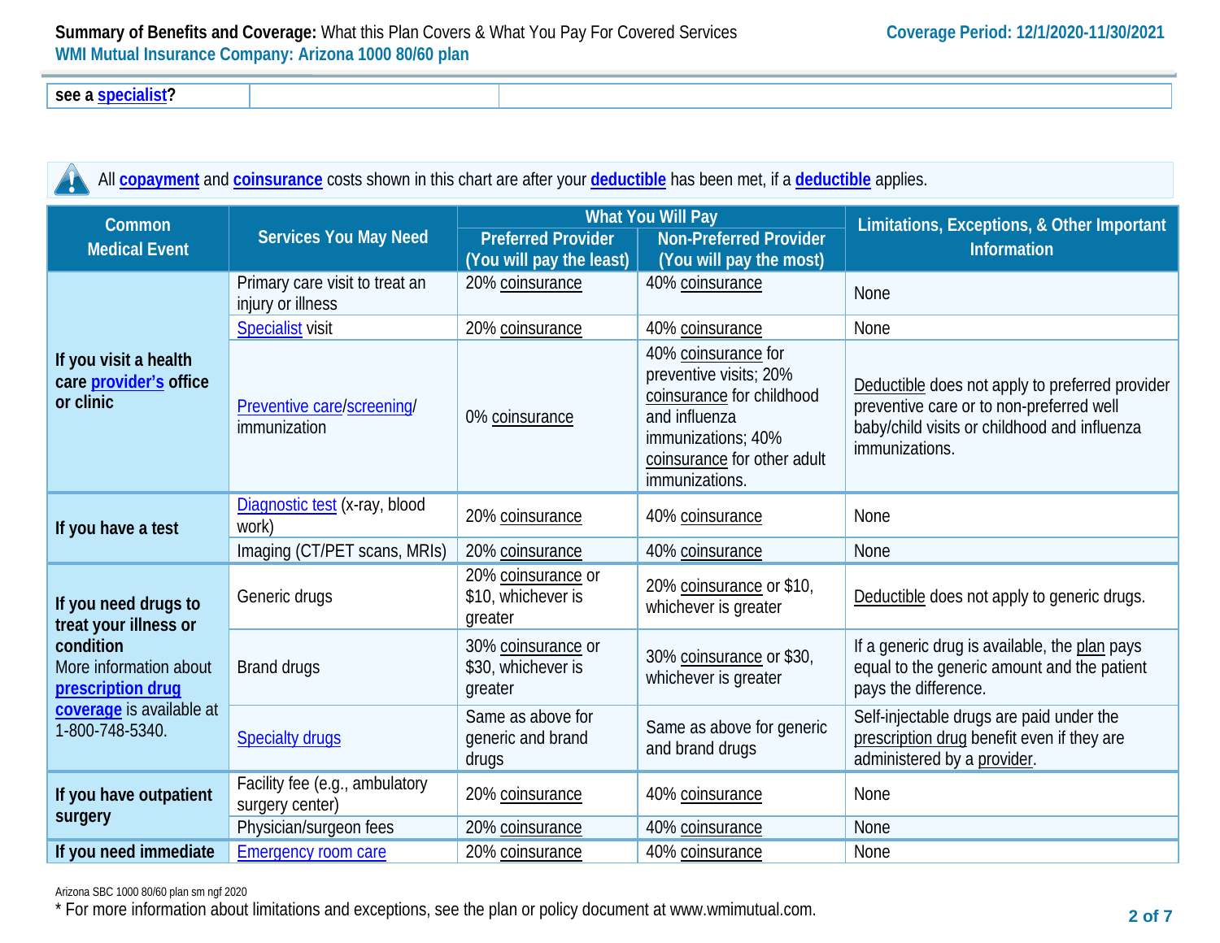| see a specialist? | | |
|---|---|---|

All **copayment** and **coinsurance** costs shown in this chart are after your **deductible** has been met, if a **deductible** applies.

| Common Medical Event | Services You May Need | What You Will Pay | | Limitations, Exceptions, & Other Important Information |
|---|---|---|---|---|
| | | Preferred Provider (You will pay the least) | Non-Preferred Provider (You will pay the most) | |
| **If you visit a health care provider's office or clinic** | Primary care visit to treat an injury or illness | 20% coinsurance | 40% coinsurance | None |
| | Specialist visit | 20% coinsurance | 40% coinsurance | None |
| | Preventive care/screening/ immunization | 0% coinsurance | 40% coinsurance for preventive visits; 20% coinsurance for childhood and influenza immunizations; 40% coinsurance for other adult immunizations. | Deductible does not apply to preferred provider preventive care or to non-preferred well baby/child visits or childhood and influenza immunizations. |
| **If you have a test** | Diagnostic test (x-ray, blood work) | 20% coinsurance | 40% coinsurance | None |
| | Imaging (CT/PET scans, MRIs) | 20% coinsurance | 40% coinsurance | None |
| **If you need drugs to treat your illness or condition** More information about **prescription drug coverage** is available at 1-800-748-5340. | Generic drugs | 20% coinsurance or $10, whichever is greater | 20% coinsurance or $10, whichever is greater | Deductible does not apply to generic drugs. |
| | Brand drugs | 30% coinsurance or $30, whichever is greater | 30% coinsurance or $30, whichever is greater | If a generic drug is available, the plan pays equal to the generic amount and the patient pays the difference. |
| | Specialty drugs | Same as above for generic and brand drugs | Same as above for generic and brand drugs | Self-injectable drugs are paid under the prescription drug benefit even if they are administered by a provider. |
| **If you have outpatient surgery** | Facility fee (e.g., ambulatory surgery center) | 20% coinsurance | 40% coinsurance | None |
| | Physician/surgeon fees | 20% coinsurance | 40% coinsurance | None |
| **If you need immediate** | Emergency room care | 20% coinsurance | 40% coinsurance | None |

Arizona SBC 1000 80/60 plan sm ngf 2020

\* For more information about limitations and exceptions, see the plan or policy document at www.wmimutual.com.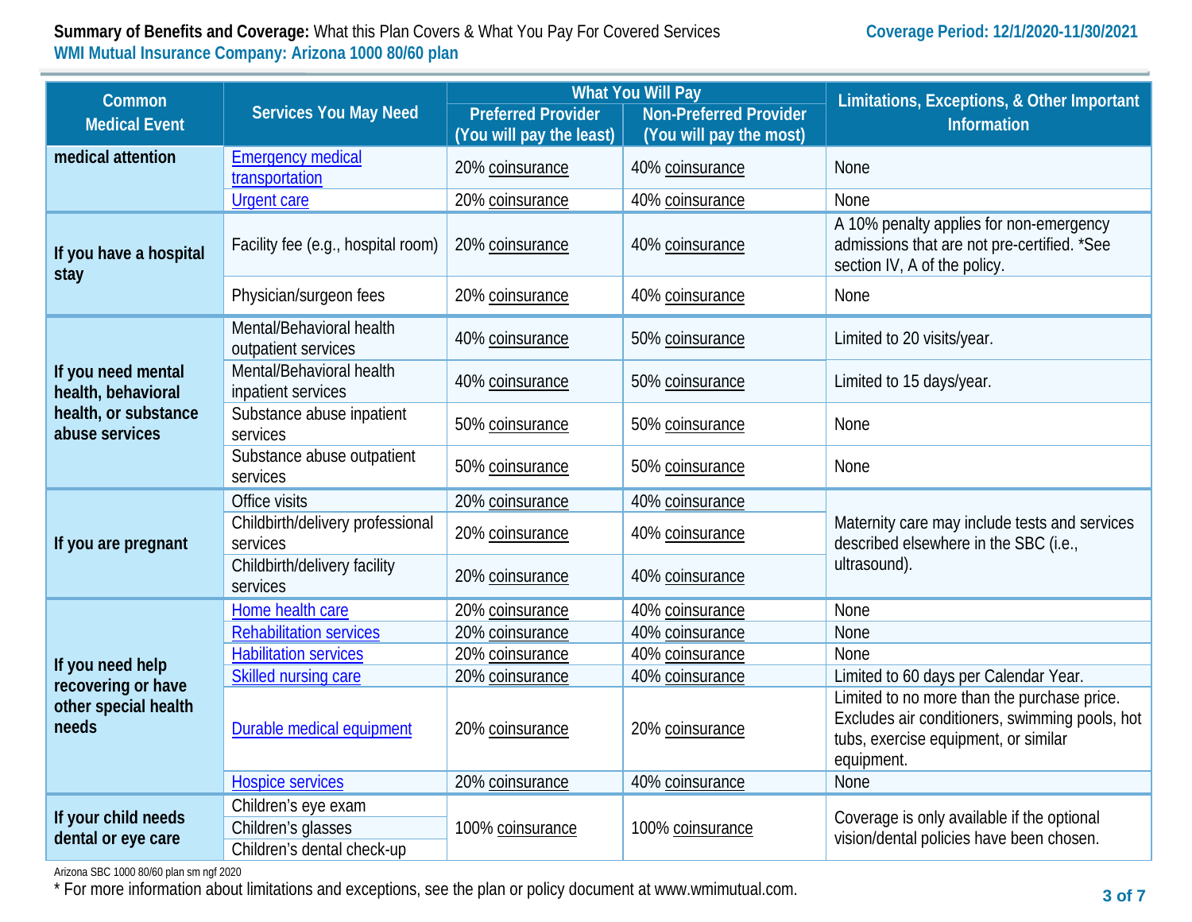**Summary of Benefits and Coverage:** What this Plan Covers & What You Pay For Covered Services
**Coverage Period: 12/1/2020-11/30/2021**
**WMI Mutual Insurance Company: Arizona 1000 80/60 plan**

| Common Medical Event | Services You May Need | What You Will Pay | | Limitations, Exceptions, & Other Important Information |
|---|---|---|---|---|
| | | Preferred Provider (You will pay the least) | Non-Preferred Provider (You will pay the most) | |
| medical attention | Emergency medical transportation | 20% coinsurance | 40% coinsurance | None |
| | Urgent care | 20% coinsurance | 40% coinsurance | None |
| If you have a hospital stay | Facility fee (e.g., hospital room) | 20% coinsurance | 40% coinsurance | A 10% penalty applies for non-emergency admissions that are not pre-certified. *See section IV, A of the policy. |
| | Physician/surgeon fees | 20% coinsurance | 40% coinsurance | None |
| If you need mental health, behavioral health, or substance abuse services | Mental/Behavioral health outpatient services | 40% coinsurance | 50% coinsurance | Limited to 20 visits/year. |
| | Mental/Behavioral health inpatient services | 40% coinsurance | 50% coinsurance | Limited to 15 days/year. |
| | Substance abuse inpatient services | 50% coinsurance | 50% coinsurance | None |
| | Substance abuse outpatient services | 50% coinsurance | 50% coinsurance | None |
| If you are pregnant | Office visits | 20% coinsurance | 40% coinsurance | Maternity care may include tests and services described elsewhere in the SBC (i.e., ultrasound). |
| | Childbirth/delivery professional services | 20% coinsurance | 40% coinsurance | |
| | Childbirth/delivery facility services | 20% coinsurance | 40% coinsurance | |
| If you need help recovering or have other special health needs | Home health care | 20% coinsurance | 40% coinsurance | None |
| | Rehabilitation services | 20% coinsurance | 40% coinsurance | None |
| | Habilitation services | 20% coinsurance | 40% coinsurance | None |
| | Skilled nursing care | 20% coinsurance | 40% coinsurance | Limited to 60 days per Calendar Year. |
| | Durable medical equipment | 20% coinsurance | 20% coinsurance | Limited to no more than the purchase price. Excludes air conditioners, swimming pools, hot tubs, exercise equipment, or similar equipment. |
| | Hospice services | 20% coinsurance | 40% coinsurance | None |
| If your child needs dental or eye care | Children's eye exam | 100% coinsurance | 100% coinsurance | Coverage is only available if the optional vision/dental policies have been chosen. |
| | Children's glasses | | | |
| | Children's dental check-up | | | |

Arizona SBC 1000 80/60 plan sm ngf 2020

* For more information about limitations and exceptions, see the plan or policy document at www.wmimutual.com.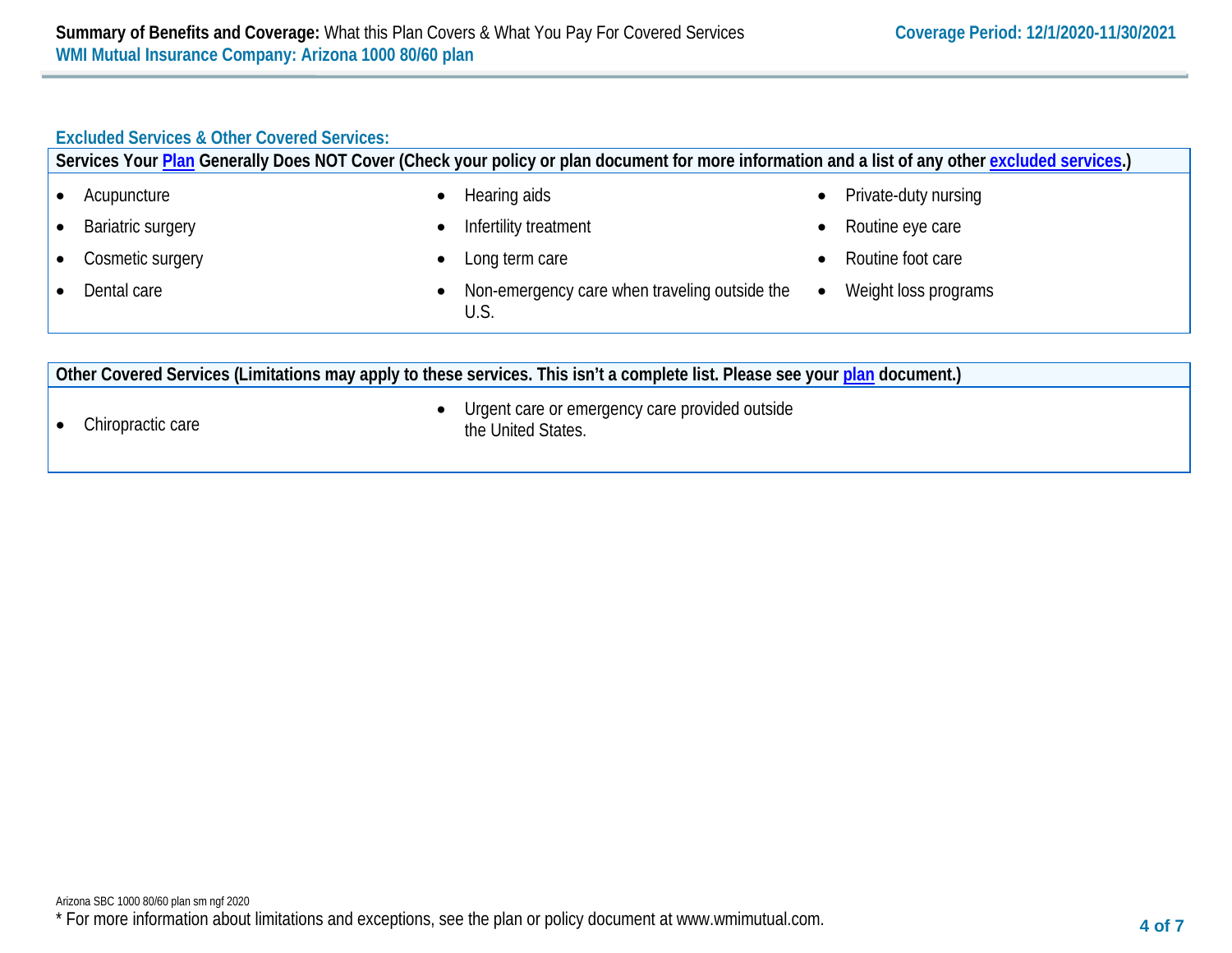## Excluded Services & Other Covered Services:

**Services Your Plan Generally Does NOT Cover (Check your policy or plan document for more information and a list of any other excluded services.)**

- Acupuncture
- Bariatric surgery
- Cosmetic surgery
- Dental care
- Hearing aids
- Infertility treatment
- Long term care
- Non-emergency care when traveling outside the U.S.
- Private-duty nursing
- Routine eye care
- Routine foot care
- Weight loss programs

**Other Covered Services (Limitations may apply to these services. This isn't a complete list. Please see your plan document.)**

- Chiropractic care
- Urgent care or emergency care provided outside the United States.

Arizona SBC 1000 80/60 plan sm ngf 2020

* For more information about limitations and exceptions, see the plan or policy document at www.wmimutual.com.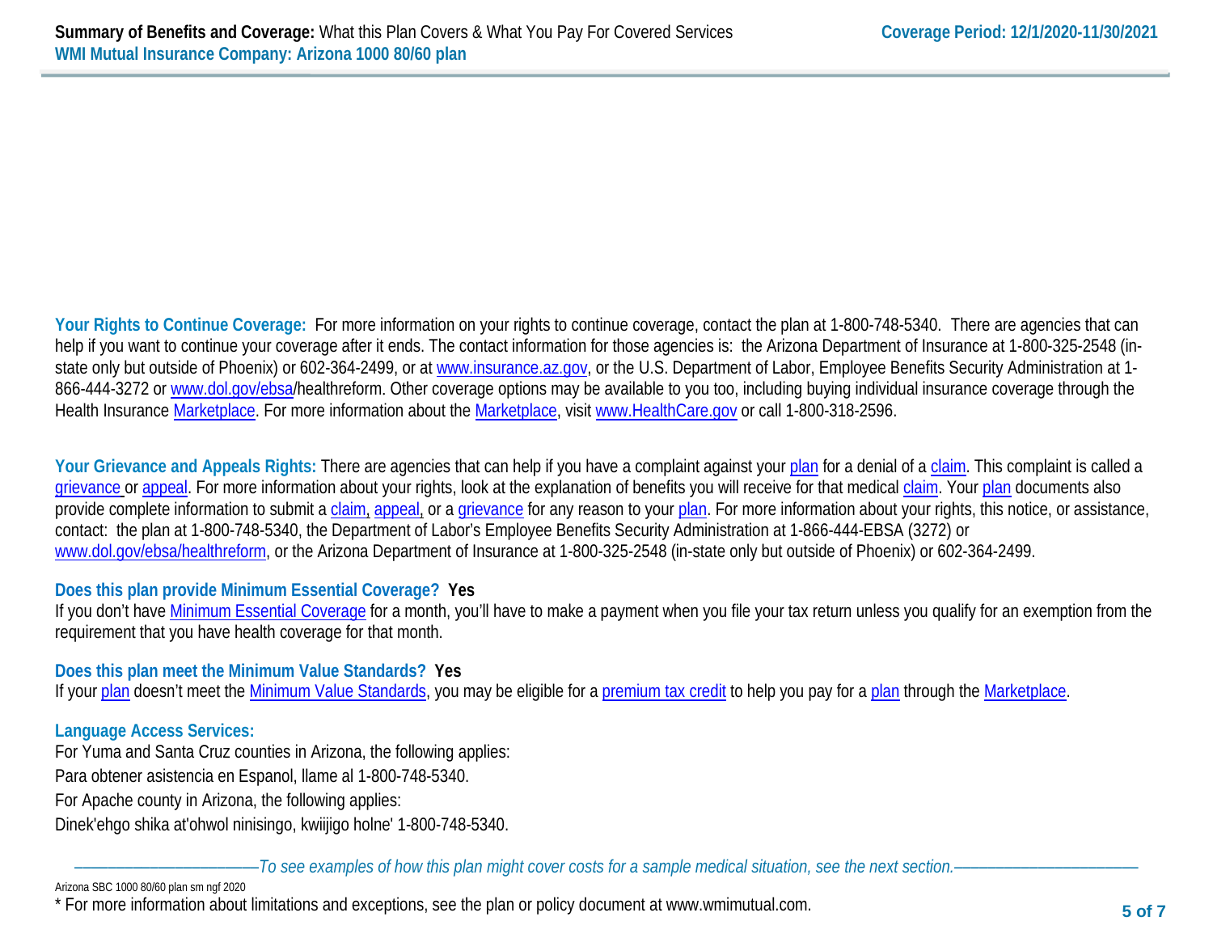**Your Rights to Continue Coverage:** For more information on your rights to continue coverage, contact the plan at 1-800-748-5340. There are agencies that can help if you want to continue your coverage after it ends. The contact information for those agencies is: the Arizona Department of Insurance at 1-800-325-2548 (in-state only but outside of Phoenix) or 602-364-2499, or at www.insurance.az.gov, or the U.S. Department of Labor, Employee Benefits Security Administration at 1-866-444-3272 or www.dol.gov/ebsa/healthreform. Other coverage options may be available to you too, including buying individual insurance coverage through the Health Insurance Marketplace. For more information about the Marketplace, visit www.HealthCare.gov or call 1-800-318-2596.

**Your Grievance and Appeals Rights:** There are agencies that can help if you have a complaint against your plan for a denial of a claim. This complaint is called a grievance or appeal. For more information about your rights, look at the explanation of benefits you will receive for that medical claim. Your plan documents also provide complete information to submit a claim, appeal, or a grievance for any reason to your plan. For more information about your rights, this notice, or assistance, contact: the plan at 1-800-748-5340, the Department of Labor's Employee Benefits Security Administration at 1-866-444-EBSA (3272) or www.dol.gov/ebsa/healthreform, or the Arizona Department of Insurance at 1-800-325-2548 (in-state only but outside of Phoenix) or 602-364-2499.

**Does this plan provide Minimum Essential Coverage? Yes**

If you don't have Minimum Essential Coverage for a month, you'll have to make a payment when you file your tax return unless you qualify for an exemption from the requirement that you have health coverage for that month.

**Does this plan meet the Minimum Value Standards? Yes**

If your plan doesn't meet the Minimum Value Standards, you may be eligible for a premium tax credit to help you pay for a plan through the Marketplace.

**Language Access Services:**

For Yuma and Santa Cruz counties in Arizona, the following applies:

Para obtener asistencia en Espanol, llame al 1-800-748-5340.

For Apache county in Arizona, the following applies:

Dinek'ehgo shika at'ohwol ninisingo, kwiijigo holne' 1-800-748-5340.

*——————————To see examples of how this plan might cover costs for a sample medical situation, see the next section.——————————*

Arizona SBC 1000 80/60 plan sm ngf 2020

* For more information about limitations and exceptions, see the plan or policy document at www.wmimutual.com.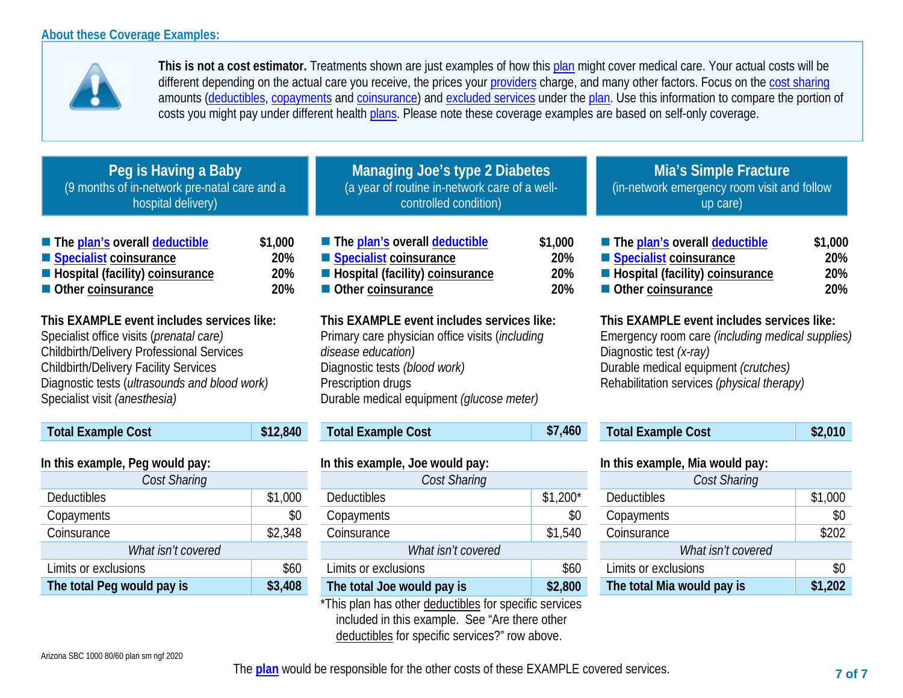## About these Coverage Examples:

**This is not a cost estimator.** Treatments shown are just examples of how this plan might cover medical care. Your actual costs will be different depending on the actual care you receive, the prices your providers charge, and many other factors. Focus on the cost sharing amounts (deductibles, copayments and coinsurance) and excluded services under the plan. Use this information to compare the portion of costs you might pay under different health plans. Please note these coverage examples are based on self-only coverage.

### Peg is Having a Baby
(9 months of in-network pre-natal care and a hospital delivery)

- **The plan's overall deductible** **$1,000**
- **Specialist coinsurance** **20%**
- **Hospital (facility) coinsurance** **20%**
- **Other coinsurance** **20%**

**This EXAMPLE event includes services like:**
Specialist office visits (*prenatal care)*
Childbirth/Delivery Professional Services
Childbirth/Delivery Facility Services
Diagnostic tests (*ultrasounds and blood work)*
Specialist visit *(anesthesia)*

| **Total Example Cost** | **$12,840** |
|---|---|

**In this example, Peg would pay:**

| *Cost Sharing* | |
|---|---|
| Deductibles | $1,000 |
| Copayments | $0 |
| Coinsurance | $2,348 |
| *What isn't covered* | |
| Limits or exclusions | $60 |
| **The total Peg would pay is** | **$3,408** |

### Managing Joe's type 2 Diabetes
(a year of routine in-network care of a well-controlled condition)

- **The plan's overall deductible** **$1,000**
- **Specialist coinsurance** **20%**
- **Hospital (facility) coinsurance** **20%**
- **Other coinsurance** **20%**

**This EXAMPLE event includes services like:**
Primary care physician office visits (*including disease education)*
Diagnostic tests *(blood work)*
Prescription drugs
Durable medical equipment *(glucose meter)*

| **Total Example Cost** | **$7,460** |
|---|---|

**In this example, Joe would pay:**

| *Cost Sharing* | |
|---|---|
| Deductibles | $1,200* |
| Copayments | $0 |
| Coinsurance | $1,540 |
| *What isn't covered* | |
| Limits or exclusions | $60 |
| **The total Joe would pay is** | **$2,800** |

*This plan has other deductibles for specific services included in this example. See "Are there other deductibles for specific services?" row above.

### Mia's Simple Fracture
(in-network emergency room visit and follow up care)

- **The plan's overall deductible** **$1,000**
- **Specialist coinsurance** **20%**
- **Hospital (facility) coinsurance** **20%**
- **Other coinsurance** **20%**

**This EXAMPLE event includes services like:**
Emergency room care *(including medical supplies)*
Diagnostic test *(x-ray)*
Durable medical equipment *(crutches)*
Rehabilitation services *(physical therapy)*

| **Total Example Cost** | **$2,010** |
|---|---|

**In this example, Mia would pay:**

| *Cost Sharing* | |
|---|---|
| Deductibles | $1,000 |
| Copayments | $0 |
| Coinsurance | $202 |
| *What isn't covered* | |
| Limits or exclusions | $0 |
| **The total Mia would pay is** | **$1,202** |

Arizona SBC 1000 80/60 plan sm ngf 2020

The **plan** would be responsible for the other costs of these EXAMPLE covered services.